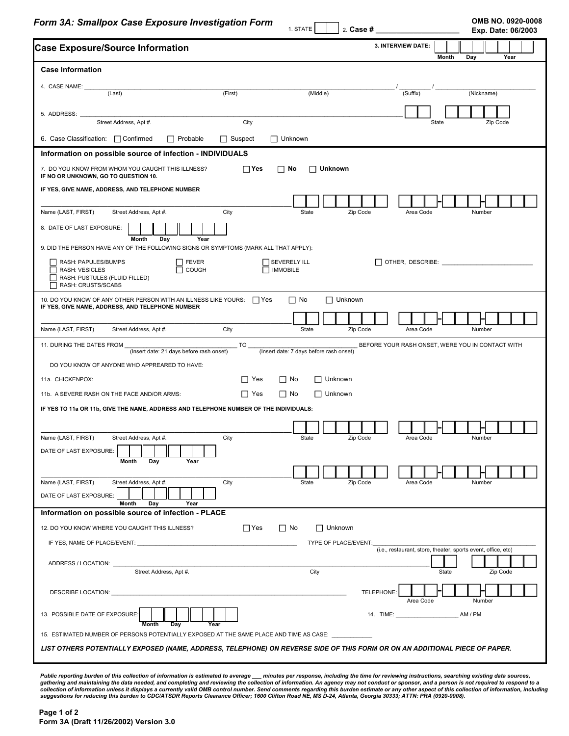# Form 3A: Smallpox Case Exposure Investigation Form

1. STATE ☐☐ 2. **Case #** ____________________

**OMB NO. 0920-0008**
**Exp. Date: 06/2003**

## Case Exposure/Source Information

**3. INTERVIEW DATE:** ☐☐ Month ☐☐ Day ☐☐☐☐ Year

### Case Information

4. CASE NAME: ____________________ (Last) ____________________ (First) ____________________ (Middle) / ________ (Suffix) / ____________________ (Nickname)

5. ADDRESS: ____________________ Street Address, Apt #. ____________________ City ☐☐ State ☐☐☐☐☐ Zip Code

6. Case Classification: ☐ Confirmed ☐ Probable ☐ Suspect ☐ Unknown

### Information on possible source of infection - INDIVIDUALS

7. DO YOU KNOW FROM WHOM YOU CAUGHT THIS ILLNESS? ☐ **Yes** ☐ **No** ☐ **Unknown**
**IF NO OR UNKNOWN, GO TO QUESTION 10.**

**IF YES, GIVE NAME, ADDRESS, AND TELEPHONE NUMBER**

____________________
Name (LAST, FIRST) Street Address, Apt #. City ☐☐ State ☐☐☐☐☐ Zip Code ☐☐☐ Area Code - ☐☐☐-☐☐☐☐ Number

8. DATE OF LAST EXPOSURE: ☐☐ Month ☐☐ Day ☐☐☐☐ Year

9. DID THE PERSON HAVE ANY OF THE FOLLOWING SIGNS OR SYMPTOMS (MARK ALL THAT APPLY):

- ☐ RASH: PAPULES/BUMPS
- ☐ RASH: VESICLES
- ☐ RASH: PUSTULES (FLUID FILLED)
- ☐ RASH: CRUSTS/SCABS
- ☐ FEVER
- ☐ COUGH
- ☐ SEVERELY ILL
- ☐ IMMOBILE
- ☐ OTHER, DESCRIBE: ____________________

10. DO YOU KNOW OF ANY OTHER PERSON WITH AN ILLNESS LIKE YOURS: ☐ Yes ☐ No ☐ Unknown
**IF YES, GIVE NAME, ADDRESS, AND TELEPHONE NUMBER**

____________________
Name (LAST, FIRST) Street Address, Apt #. City ☐☐ State ☐☐☐☐☐ Zip Code ☐☐☐ Area Code - ☐☐☐-☐☐☐☐ Number

11. DURING THE DATES FROM ____________________ (Insert date: 21 days before rash onset) TO ____________________ (Insert date: 7 days before rash onset) BEFORE YOUR RASH ONSET, WERE YOU IN CONTACT WITH

DO YOU KNOW OF ANYONE WHO APPREARED TO HAVE:

11a. CHICKENPOX: ☐ Yes ☐ No ☐ Unknown

11b. A SEVERE RASH ON THE FACE AND/OR ARMS: ☐ Yes ☐ No ☐ Unknown

**IF YES TO 11a OR 11b, GIVE THE NAME, ADDRESS AND TELEPHONE NUMBER OF THE INDIVIDUALS:**

____________________
Name (LAST, FIRST) Street Address, Apt #. City ☐☐ State ☐☐☐☐☐ Zip Code ☐☐☐ Area Code - ☐☐☐-☐☐☐☐ Number

DATE OF LAST EXPOSURE: ☐☐ Month ☐☐ Day ☐☐☐☐ Year

____________________
Name (LAST, FIRST) Street Address, Apt #. City ☐☐ State ☐☐☐☐☐ Zip Code ☐☐☐ Area Code - ☐☐☐-☐☐☐☐ Number

DATE OF LAST EXPOSURE: ☐☐ Month ☐☐ Day ☐☐☐☐ Year

### Information on possible source of infection - PLACE

12. DO YOU KNOW WHERE YOU CAUGHT THIS ILLNESS? ☐ Yes ☐ No ☐ Unknown

IF YES, NAME OF PLACE/EVENT: ____________________ TYPE OF PLACE/EVENT: ____________________ (i.e., restaurant, store, theater, sports event, office, etc)

ADDRESS / LOCATION: ____________________ Street Address, Apt #. ____________________ City ☐☐ State ☐☐☐☐☐ Zip Code

DESCRIBE LOCATION: ____________________ TELEPHONE: ☐☐☐ Area Code - ☐☐☐-☐☐☐☐ Number

13. POSSIBLE DATE OF EXPOSURE: ☐☐ Month ☐☐ Day ☐☐☐☐ Year

14. TIME: ____________________ AM / PM

15. ESTIMATED NUMBER OF PERSONS POTENTIALLY EXPOSED AT THE SAME PLACE AND TIME AS CASE: ____________

***LIST OTHERS POTENTIALLY EXPOSED (NAME, ADDRESS, TELEPHONE) ON REVERSE SIDE OF THIS FORM OR ON AN ADDITIONAL PIECE OF PAPER.***

***Public reporting burden of this collection of information is estimated to average ___ minutes per response, including the time for reviewing instructions, searching existing data sources, gathering and maintaining the data needed, and completing and reviewing the collection of information. An agency may not conduct or sponsor, and a person is not required to respond to a collection of information unless it displays a currently valid OMB control number. Send comments regarding this burden estimate or any other aspect of this collection of information, including suggestions for reducing this burden to CDC/ATSDR Reports Clearance Officer; 1600 Clifton Road NE, MS D-24, Atlanta, Georgia 30333; ATTN: PRA (0920-0008).***

**Form 3A (Draft 11/26/2002) Version 3.0**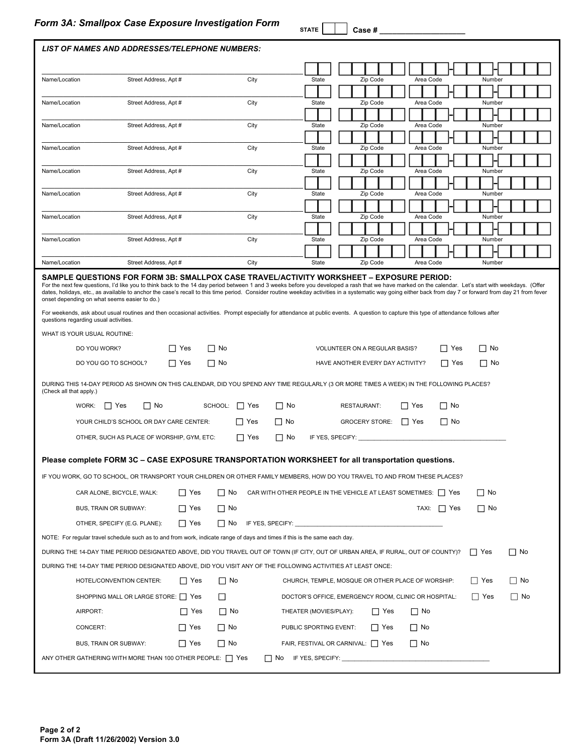## *Form 3A: Smallpox Case Exposure Investigation Form*

STATE ☐☐ Case # ___________________

### *LIST OF NAMES AND ADDRESSES/TELEPHONE NUMBERS:*

| Name/Location | Street Address, Apt # | City | State | Zip Code | Area Code | Number |
|---|---|---|---|---|---|---|
| | | | | | | |
| | | | | | | |
| | | | | | | |
| | | | | | | |
| | | | | | | |
| | | | | | | |
| | | | | | | |
| | | | | | | |
| | | | | | | |

### SAMPLE QUESTIONS FOR FORM 3B: SMALLPOX CASE TRAVEL/ACTIVITY WORKSHEET – EXPOSURE PERIOD:

For the next few questions, I'd like you to think back to the 14 day period between 1 and 3 weeks before you developed a rash that we have marked on the calendar. Let's start with weekdays. (Offer dates, holidays, etc., as available to anchor the case's recall to this time period. Consider routine weekday activities in a systematic way going either back from day 7 or forward from day 21 from fever onset depending on what seems easier to do.)

For weekends, ask about usual routines and then occasional activities. Prompt especially for attendance at public events. A question to capture this type of attendance follows after questions regarding usual activities.

WHAT IS YOUR USUAL ROUTINE:

- DO YOU WORK? ☐ Yes ☐ No
- VOLUNTEER ON A REGULAR BASIS? ☐ Yes ☐ No
- DO YOU GO TO SCHOOL? ☐ Yes ☐ No
- HAVE ANOTHER EVERY DAY ACTIVITY? ☐ Yes ☐ No

DURING THIS 14-DAY PERIOD AS SHOWN ON THIS CALENDAR, DID YOU SPEND ANY TIME REGULARLY (3 OR MORE TIMES A WEEK) IN THE FOLLOWING PLACES? (Check all that apply.)

- WORK: ☐ Yes ☐ No
- SCHOOL: ☐ Yes ☐ No
- RESTAURANT: ☐ Yes ☐ No
- YOUR CHILD'S SCHOOL OR DAY CARE CENTER: ☐ Yes ☐ No
- GROCERY STORE: ☐ Yes ☐ No
- OTHER, SUCH AS PLACE OF WORSHIP, GYM, ETC: ☐ Yes ☐ No IF YES, SPECIFY: ___________________________

**Please complete FORM 3C – CASE EXPOSURE TRANSPORTATION WORKSHEET for all transportation questions.**

IF YOU WORK, GO TO SCHOOL, OR TRANSPORT YOUR CHILDREN OR OTHER FAMILY MEMBERS, HOW DO YOU TRAVEL TO AND FROM THESE PLACES?

- CAR ALONE, BICYCLE, WALK: ☐ Yes ☐ No
- CAR WITH OTHER PEOPLE IN THE VEHICLE AT LEAST SOMETIMES: ☐ Yes ☐ No
- BUS, TRAIN OR SUBWAY: ☐ Yes ☐ No
- TAXI: ☐ Yes ☐ No
- OTHER, SPECIFY (E.G. PLANE): ☐ Yes ☐ No IF YES, SPECIFY: ___________________________

NOTE: For regular travel schedule such as to and from work, indicate range of days and times if this is the same each day.

DURING THE 14-DAY TIME PERIOD DESIGNATED ABOVE, DID YOU TRAVEL OUT OF TOWN (IF CITY, OUT OF URBAN AREA, IF RURAL, OUT OF COUNTY)? ☐ Yes ☐ No

DURING THE 14-DAY TIME PERIOD DESIGNATED ABOVE, DID YOU VISIT ANY OF THE FOLLOWING ACTIVITIES AT LEAST ONCE:

- HOTEL/CONVENTION CENTER: ☐ Yes ☐ No
- CHURCH, TEMPLE, MOSQUE OR OTHER PLACE OF WORSHIP: ☐ Yes ☐ No
- SHOPPING MALL OR LARGE STORE: ☐ Yes ☐
- DOCTOR'S OFFICE, EMERGENCY ROOM, CLINIC OR HOSPITAL: ☐ Yes ☐ No
- AIRPORT: ☐ Yes ☐ No
- THEATER (MOVIES/PLAY): ☐ Yes ☐ No
- CONCERT: ☐ Yes ☐ No
- PUBLIC SPORTING EVENT: ☐ Yes ☐ No
- BUS, TRAIN OR SUBWAY: ☐ Yes ☐ No
- FAIR, FESTIVAL OR CARNIVAL: ☐ Yes ☐ No

ANY OTHER GATHERING WITH MORE THAN 100 OTHER PEOPLE: ☐ Yes ☐ No IF YES, SPECIFY: ___________________________

Form 3A (Draft 11/26/2002) Version 3.0